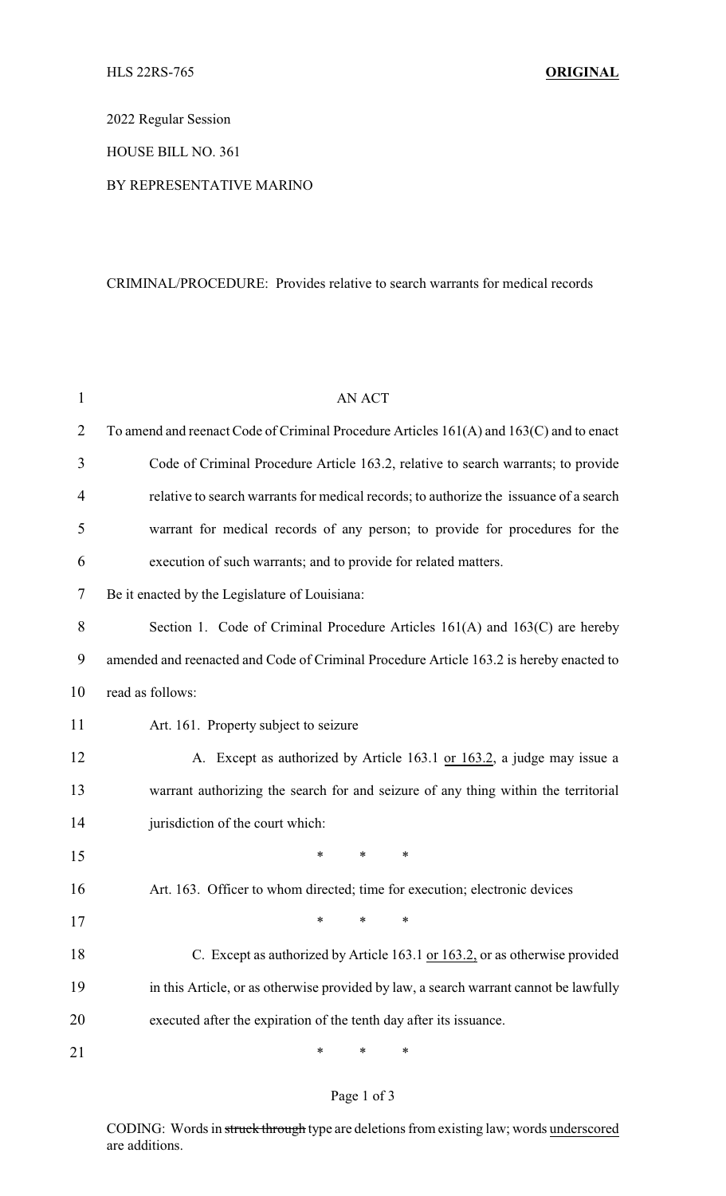HLS 22RS-765 **ORIGINAL**

2022 Regular Session

HOUSE BILL NO. 361

BY REPRESENTATIVE MARINO

CRIMINAL/PROCEDURE: Provides relative to search warrants for medical records

AN ACT

To amend and reenact Code of Criminal Procedure Articles 161(A) and 163(C) and to enact Code of Criminal Procedure Article 163.2, relative to search warrants; to provide relative to search warrants for medical records; to authorize the issuance of a search warrant for medical records of any person; to provide for procedures for the execution of such warrants; and to provide for related matters.

Be it enacted by the Legislature of Louisiana:

Section 1. Code of Criminal Procedure Articles 161(A) and 163(C) are hereby amended and reenacted and Code of Criminal Procedure Article 163.2 is hereby enacted to read as follows:

Art. 161. Property subject to seizure

A. Except as authorized by Article 163.1 <u>or 163.2</u>, a judge may issue a warrant authorizing the search for and seizure of any thing within the territorial jurisdiction of the court which:

\* \* \*

Art. 163. Officer to whom directed; time for execution; electronic devices

\* \* \*

C. Except as authorized by Article 163.1 <u>or 163.2,</u> or as otherwise provided in this Article, or as otherwise provided by law, a search warrant cannot be lawfully executed after the expiration of the tenth day after its issuance.

\* \* \*

CODING: Words in ~~struck through~~ type are deletions from existing law; words <u>underscored</u> are additions.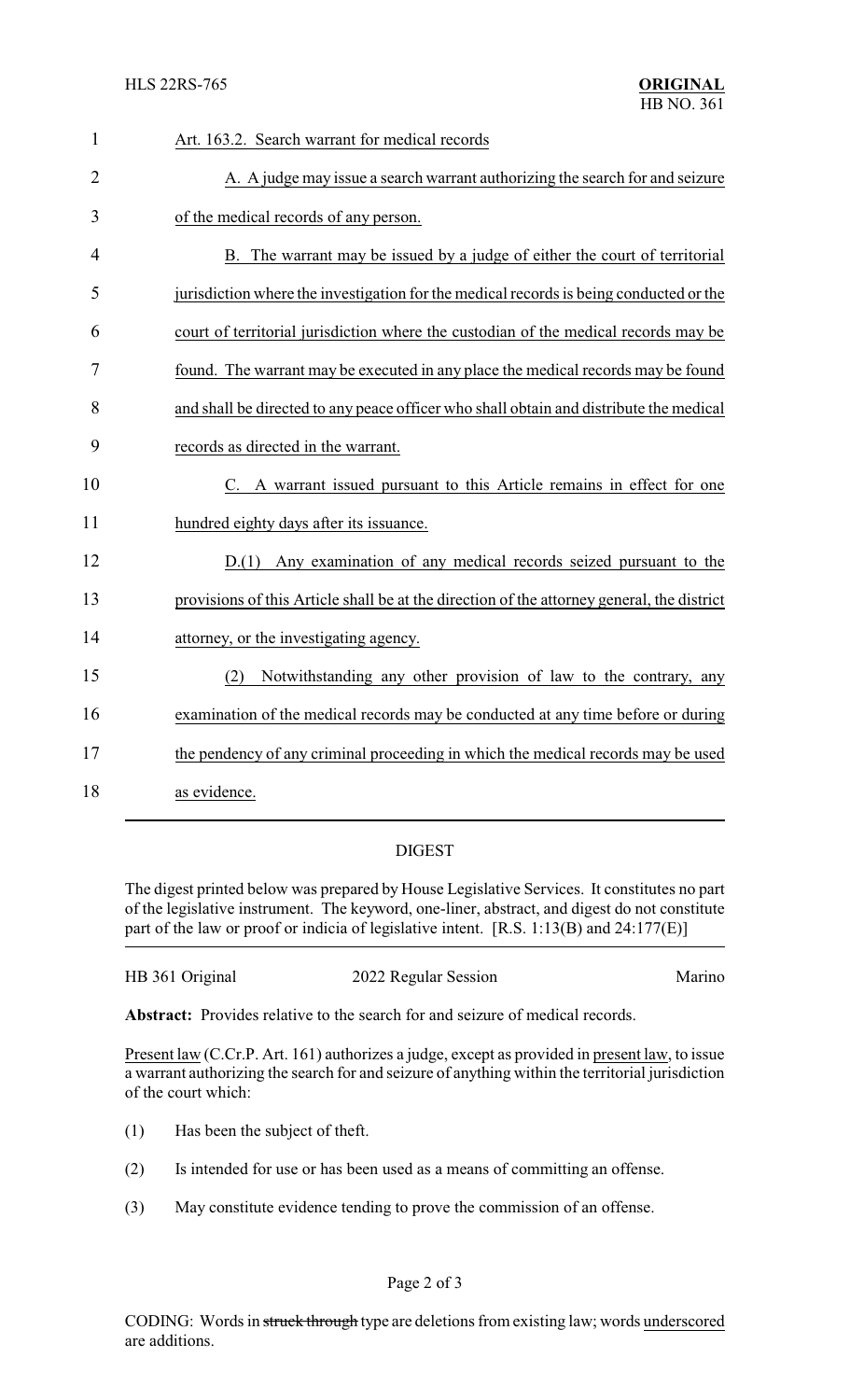Art. 163.2. Search warrant for medical records

A. A judge may issue a search warrant authorizing the search for and seizure of the medical records of any person.

B. The warrant may be issued by a judge of either the court of territorial jurisdiction where the investigation for the medical records is being conducted or the court of territorial jurisdiction where the custodian of the medical records may be found. The warrant may be executed in any place the medical records may be found and shall be directed to any peace officer who shall obtain and distribute the medical records as directed in the warrant.

C. A warrant issued pursuant to this Article remains in effect for one hundred eighty days after its issuance.

D.(1) Any examination of any medical records seized pursuant to the provisions of this Article shall be at the direction of the attorney general, the district attorney, or the investigating agency.

(2) Notwithstanding any other provision of law to the contrary, any examination of the medical records may be conducted at any time before or during the pendency of any criminal proceeding in which the medical records may be used as evidence.

## DIGEST

The digest printed below was prepared by House Legislative Services. It constitutes no part of the legislative instrument. The keyword, one-liner, abstract, and digest do not constitute part of the law or proof or indicia of legislative intent. [R.S. 1:13(B) and 24:177(E)]

HB 361 Original | 2022 Regular Session | Marino

**Abstract:** Provides relative to the search for and seizure of medical records.

Present law (C.Cr.P. Art. 161) authorizes a judge, except as provided in present law, to issue a warrant authorizing the search for and seizure of anything within the territorial jurisdiction of the court which:

(1) Has been the subject of theft.

(2) Is intended for use or has been used as a means of committing an offense.

(3) May constitute evidence tending to prove the commission of an offense.

CODING: Words in ~~struck through~~ type are deletions from existing law; words underscored are additions.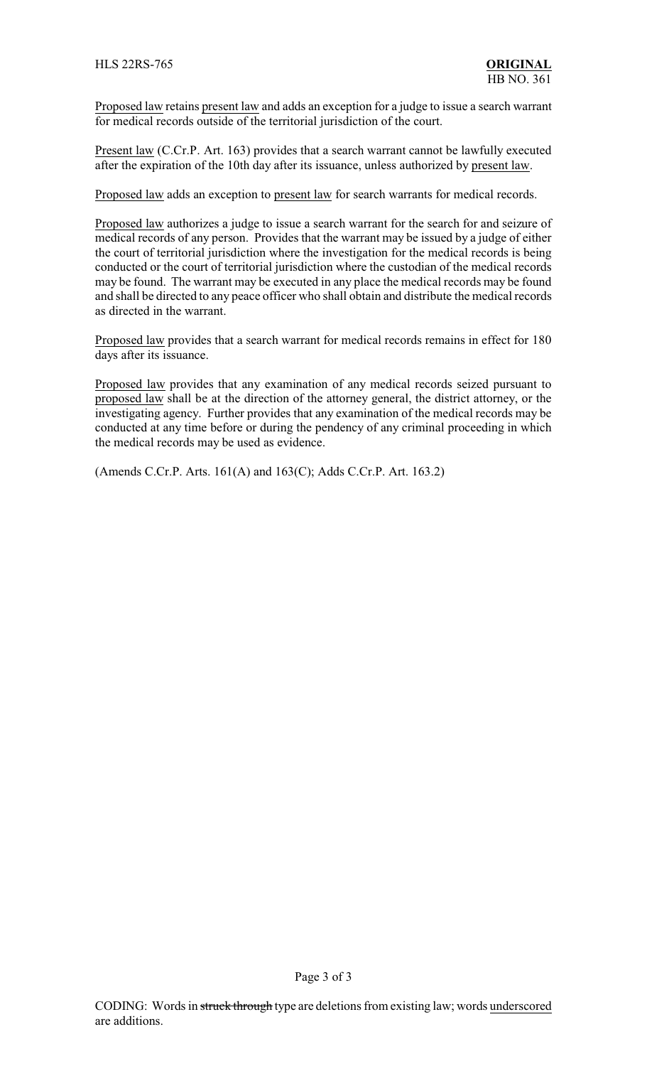Proposed law retains present law and adds an exception for a judge to issue a search warrant for medical records outside of the territorial jurisdiction of the court.

Present law (C.Cr.P. Art. 163) provides that a search warrant cannot be lawfully executed after the expiration of the 10th day after its issuance, unless authorized by present law.

Proposed law adds an exception to present law for search warrants for medical records.

Proposed law authorizes a judge to issue a search warrant for the search for and seizure of medical records of any person. Provides that the warrant may be issued by a judge of either the court of territorial jurisdiction where the investigation for the medical records is being conducted or the court of territorial jurisdiction where the custodian of the medical records may be found. The warrant may be executed in any place the medical records may be found and shall be directed to any peace officer who shall obtain and distribute the medical records as directed in the warrant.

Proposed law provides that a search warrant for medical records remains in effect for 180 days after its issuance.

Proposed law provides that any examination of any medical records seized pursuant to proposed law shall be at the direction of the attorney general, the district attorney, or the investigating agency. Further provides that any examination of the medical records may be conducted at any time before or during the pendency of any criminal proceeding in which the medical records may be used as evidence.

(Amends C.Cr.P. Arts. 161(A) and 163(C); Adds C.Cr.P. Art. 163.2)